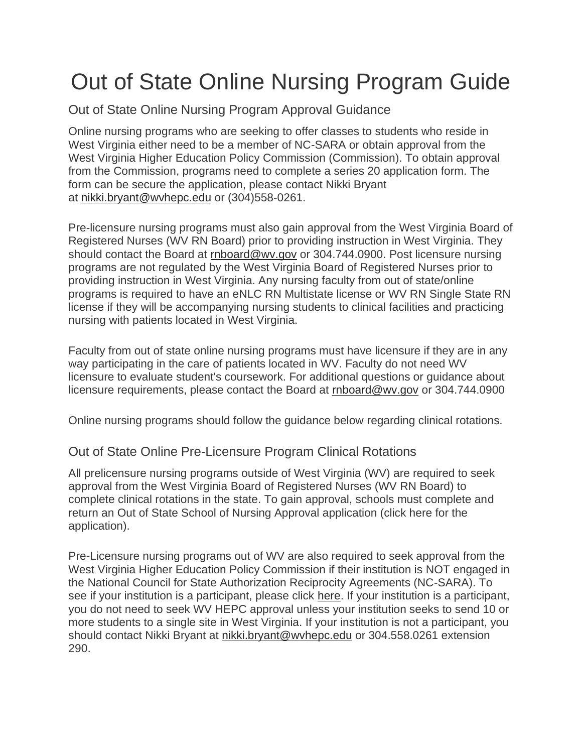# Out of State Online Nursing Program Guide

## Out of State Online Nursing Program Approval Guidance

Online nursing programs who are seeking to offer classes to students who reside in West Virginia either need to be a member of NC-SARA or obtain approval from the West Virginia Higher Education Policy Commission (Commission). To obtain approval from the Commission, programs need to complete a series 20 application form. The form can be secure the application, please contact Nikki Bryant at nikki.bryant@wvhepc.edu or (304)558-0261.

Pre-licensure nursing programs must also gain approval from the West Virginia Board of Registered Nurses (WV RN Board) prior to providing instruction in West Virginia. They should contact the Board at rnboard@wv.gov or 304.744.0900. Post licensure nursing programs are not regulated by the West Virginia Board of Registered Nurses prior to providing instruction in West Virginia. Any nursing faculty from out of state/online programs is required to have an eNLC RN Multistate license or WV RN Single State RN license if they will be accompanying nursing students to clinical facilities and practicing nursing with patients located in West Virginia.

Faculty from out of state online nursing programs must have licensure if they are in any way participating in the care of patients located in WV. Faculty do not need WV licensure to evaluate student's coursework. For additional questions or guidance about licensure requirements, please contact the Board at rnboard@wv.gov or 304.744.0900

Online nursing programs should follow the guidance below regarding clinical rotations.

## Out of State Online Pre-Licensure Program Clinical Rotations

All prelicensure nursing programs outside of West Virginia (WV) are required to seek approval from the West Virginia Board of Registered Nurses (WV RN Board) to complete clinical rotations in the state. To gain approval, schools must complete and return an Out of State School of Nursing Approval application (click here for the application).

Pre-Licensure nursing programs out of WV are also required to seek approval from the West Virginia Higher Education Policy Commission if their institution is NOT engaged in the National Council for State Authorization Reciprocity Agreements (NC-SARA). To see if your institution is a participant, please click here. If your institution is a participant, you do not need to seek WV HEPC approval unless your institution seeks to send 10 or more students to a single site in West Virginia. If your institution is not a participant, you should contact Nikki Bryant at nikki.bryant@wvhepc.edu or 304.558.0261 extension 290.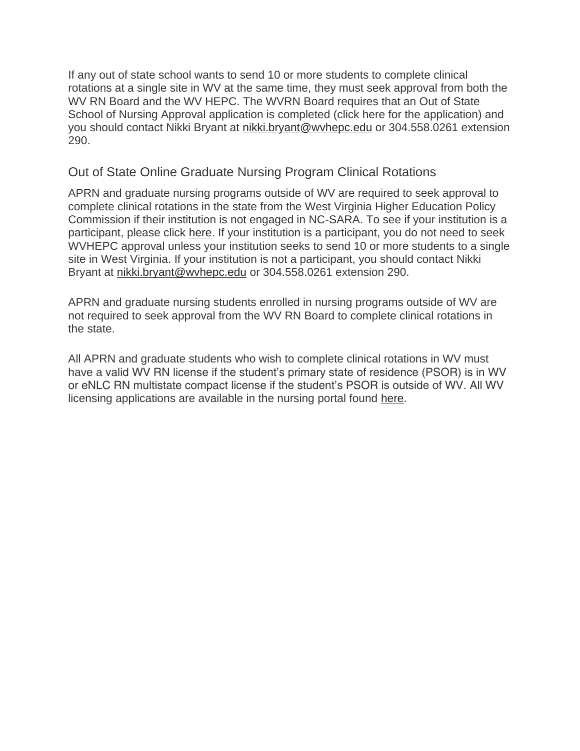If any out of state school wants to send 10 or more students to complete clinical rotations at a single site in WV at the same time, they must seek approval from both the WV RN Board and the WV HEPC. The WVRN Board requires that an Out of State School of Nursing Approval application is completed (click here for the application) and you should contact Nikki Bryant at nikki.bryant@wvhepc.edu or 304.558.0261 extension 290.

## Out of State Online Graduate Nursing Program Clinical Rotations

APRN and graduate nursing programs outside of WV are required to seek approval to complete clinical rotations in the state from the West Virginia Higher Education Policy Commission if their institution is not engaged in NC-SARA. To see if your institution is a participant, please click here. If your institution is a participant, you do not need to seek WVHEPC approval unless your institution seeks to send 10 or more students to a single site in West Virginia. If your institution is not a participant, you should contact Nikki Bryant at nikki.bryant@wvhepc.edu or 304.558.0261 extension 290.

APRN and graduate nursing students enrolled in nursing programs outside of WV are not required to seek approval from the WV RN Board to complete clinical rotations in the state.

All APRN and graduate students who wish to complete clinical rotations in WV must have a valid WV RN license if the student's primary state of residence (PSOR) is in WV or eNLC RN multistate compact license if the student's PSOR is outside of WV. All WV licensing applications are available in the nursing portal found here.